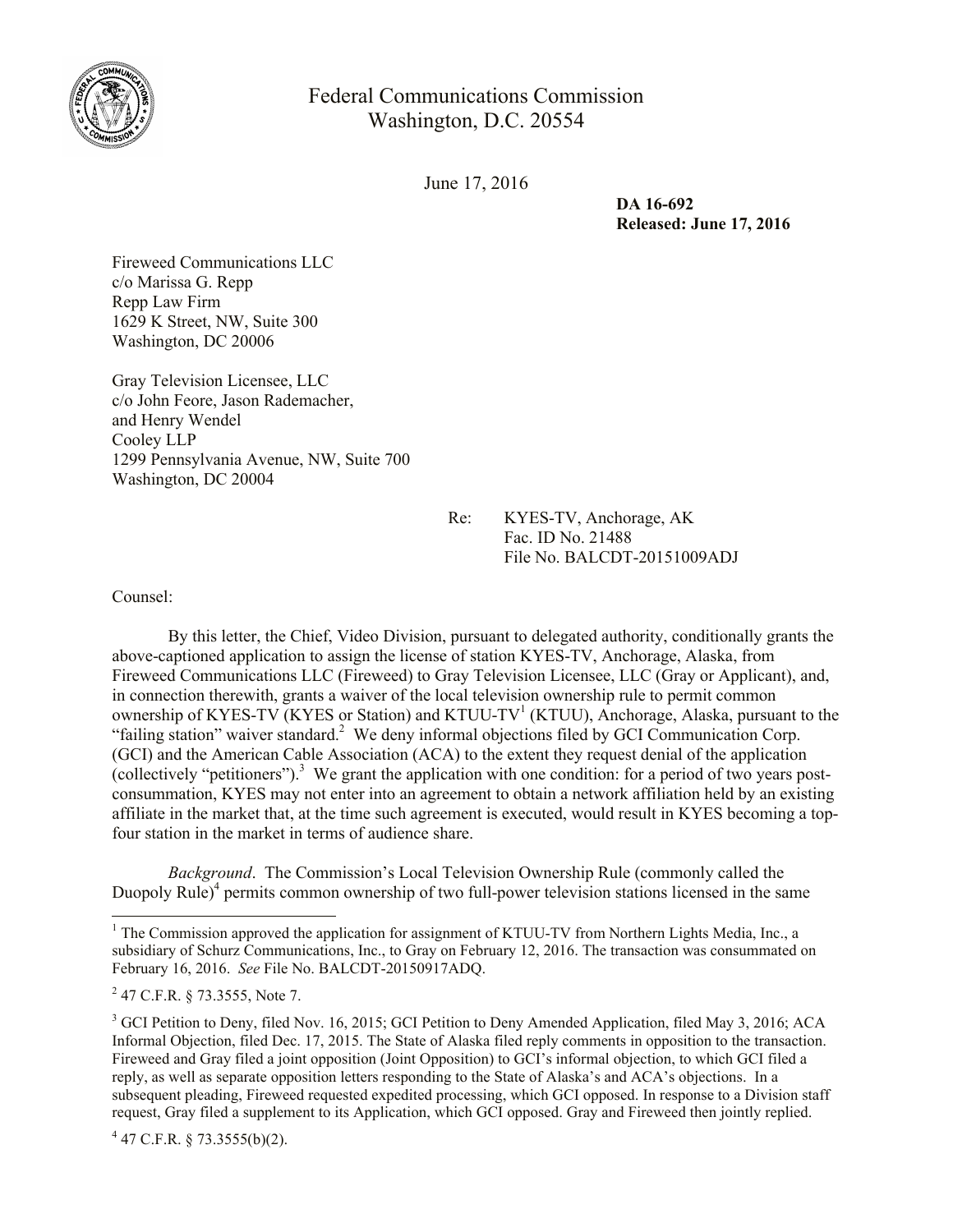Federal Communications Commission
Washington, D.C. 20554

June 17, 2016

**DA 16-692**
**Released: June 17, 2016**

Fireweed Communications LLC
c/o Marissa G. Repp
Repp Law Firm
1629 K Street, NW, Suite 300
Washington, DC 20006

Gray Television Licensee, LLC
c/o John Feore, Jason Rademacher,
and Henry Wendel
Cooley LLP
1299 Pennsylvania Avenue, NW, Suite 700
Washington, DC 20004

Re: KYES-TV, Anchorage, AK
Fac. ID No. 21488
File No. BALCDT-20151009ADJ

Counsel:

By this letter, the Chief, Video Division, pursuant to delegated authority, conditionally grants the above-captioned application to assign the license of station KYES-TV, Anchorage, Alaska, from Fireweed Communications LLC (Fireweed) to Gray Television Licensee, LLC (Gray or Applicant), and, in connection therewith, grants a waiver of the local television ownership rule to permit common ownership of KYES-TV (KYES or Station) and KTUU-TV[1] (KTUU), Anchorage, Alaska, pursuant to the "failing station" waiver standard.[2] We deny informal objections filed by GCI Communication Corp. (GCI) and the American Cable Association (ACA) to the extent they request denial of the application (collectively "petitioners").[3] We grant the application with one condition: for a period of two years post-consummation, KYES may not enter into an agreement to obtain a network affiliation held by an existing affiliate in the market that, at the time such agreement is executed, would result in KYES becoming a top-four station in the market in terms of audience share.

*Background*. The Commission's Local Television Ownership Rule (commonly called the Duopoly Rule)[4] permits common ownership of two full-power television stations licensed in the same

---

[1] The Commission approved the application for assignment of KTUU-TV from Northern Lights Media, Inc., a subsidiary of Schurz Communications, Inc., to Gray on February 12, 2016. The transaction was consummated on February 16, 2016. *See* File No. BALCDT-20150917ADQ.

[2] 47 C.F.R. § 73.3555, Note 7.

[3] GCI Petition to Deny, filed Nov. 16, 2015; GCI Petition to Deny Amended Application, filed May 3, 2016; ACA Informal Objection, filed Dec. 17, 2015. The State of Alaska filed reply comments in opposition to the transaction. Fireweed and Gray filed a joint opposition (Joint Opposition) to GCI's informal objection, to which GCI filed a reply, as well as separate opposition letters responding to the State of Alaska's and ACA's objections. In a subsequent pleading, Fireweed requested expedited processing, which GCI opposed. In response to a Division staff request, Gray filed a supplement to its Application, which GCI opposed. Gray and Fireweed then jointly replied.

[4] 47 C.F.R. § 73.3555(b)(2).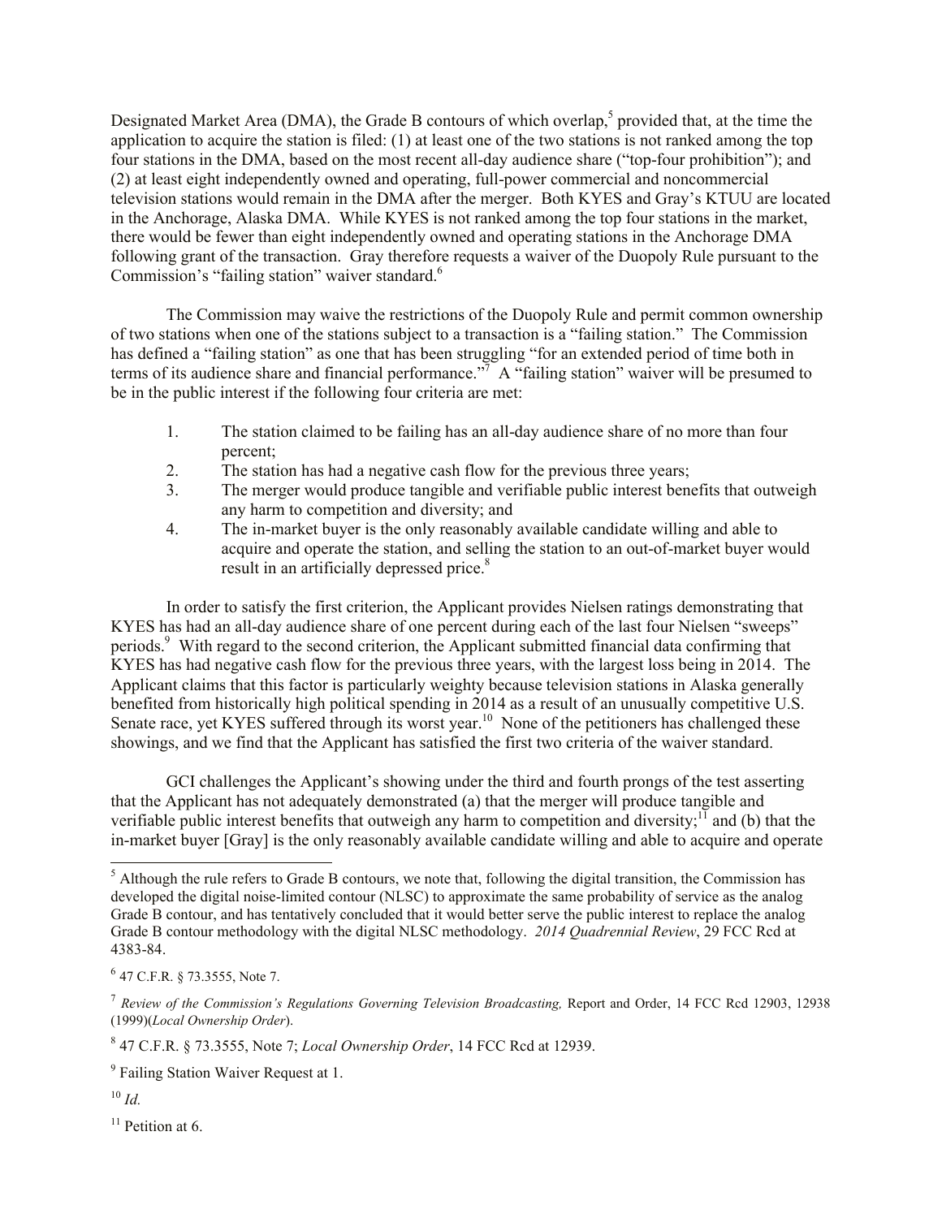Designated Market Area (DMA), the Grade B contours of which overlap,[5] provided that, at the time the application to acquire the station is filed: (1) at least one of the two stations is not ranked among the top four stations in the DMA, based on the most recent all-day audience share ("top-four prohibition"); and (2) at least eight independently owned and operating, full-power commercial and noncommercial television stations would remain in the DMA after the merger. Both KYES and Gray's KTUU are located in the Anchorage, Alaska DMA. While KYES is not ranked among the top four stations in the market, there would be fewer than eight independently owned and operating stations in the Anchorage DMA following grant of the transaction. Gray therefore requests a waiver of the Duopoly Rule pursuant to the Commission's "failing station" waiver standard.[6]

The Commission may waive the restrictions of the Duopoly Rule and permit common ownership of two stations when one of the stations subject to a transaction is a "failing station." The Commission has defined a "failing station" as one that has been struggling "for an extended period of time both in terms of its audience share and financial performance."[7] A "failing station" waiver will be presumed to be in the public interest if the following four criteria are met:

1. The station claimed to be failing has an all-day audience share of no more than four percent;
2. The station has had a negative cash flow for the previous three years;
3. The merger would produce tangible and verifiable public interest benefits that outweigh any harm to competition and diversity; and
4. The in-market buyer is the only reasonably available candidate willing and able to acquire and operate the station, and selling the station to an out-of-market buyer would result in an artificially depressed price.[8]

In order to satisfy the first criterion, the Applicant provides Nielsen ratings demonstrating that KYES has had an all-day audience share of one percent during each of the last four Nielsen "sweeps" periods.[9] With regard to the second criterion, the Applicant submitted financial data confirming that KYES has had negative cash flow for the previous three years, with the largest loss being in 2014. The Applicant claims that this factor is particularly weighty because television stations in Alaska generally benefited from historically high political spending in 2014 as a result of an unusually competitive U.S. Senate race, yet KYES suffered through its worst year.[10] None of the petitioners has challenged these showings, and we find that the Applicant has satisfied the first two criteria of the waiver standard.

GCI challenges the Applicant's showing under the third and fourth prongs of the test asserting that the Applicant has not adequately demonstrated (a) that the merger will produce tangible and verifiable public interest benefits that outweigh any harm to competition and diversity;[11] and (b) that the in-market buyer [Gray] is the only reasonably available candidate willing and able to acquire and operate

---

[5] Although the rule refers to Grade B contours, we note that, following the digital transition, the Commission has developed the digital noise-limited contour (NLSC) to approximate the same probability of service as the analog Grade B contour, and has tentatively concluded that it would better serve the public interest to replace the analog Grade B contour methodology with the digital NLSC methodology. *2014 Quadrennial Review*, 29 FCC Rcd at 4383-84.

[6] 47 C.F.R. § 73.3555, Note 7.

[7] *Review of the Commission's Regulations Governing Television Broadcasting,* Report and Order, 14 FCC Rcd 12903, 12938 (1999)(*Local Ownership Order*).

[8] 47 C.F.R. § 73.3555, Note 7; *Local Ownership Order*, 14 FCC Rcd at 12939.

[9] Failing Station Waiver Request at 1.

[10] *Id.*

[11] Petition at 6.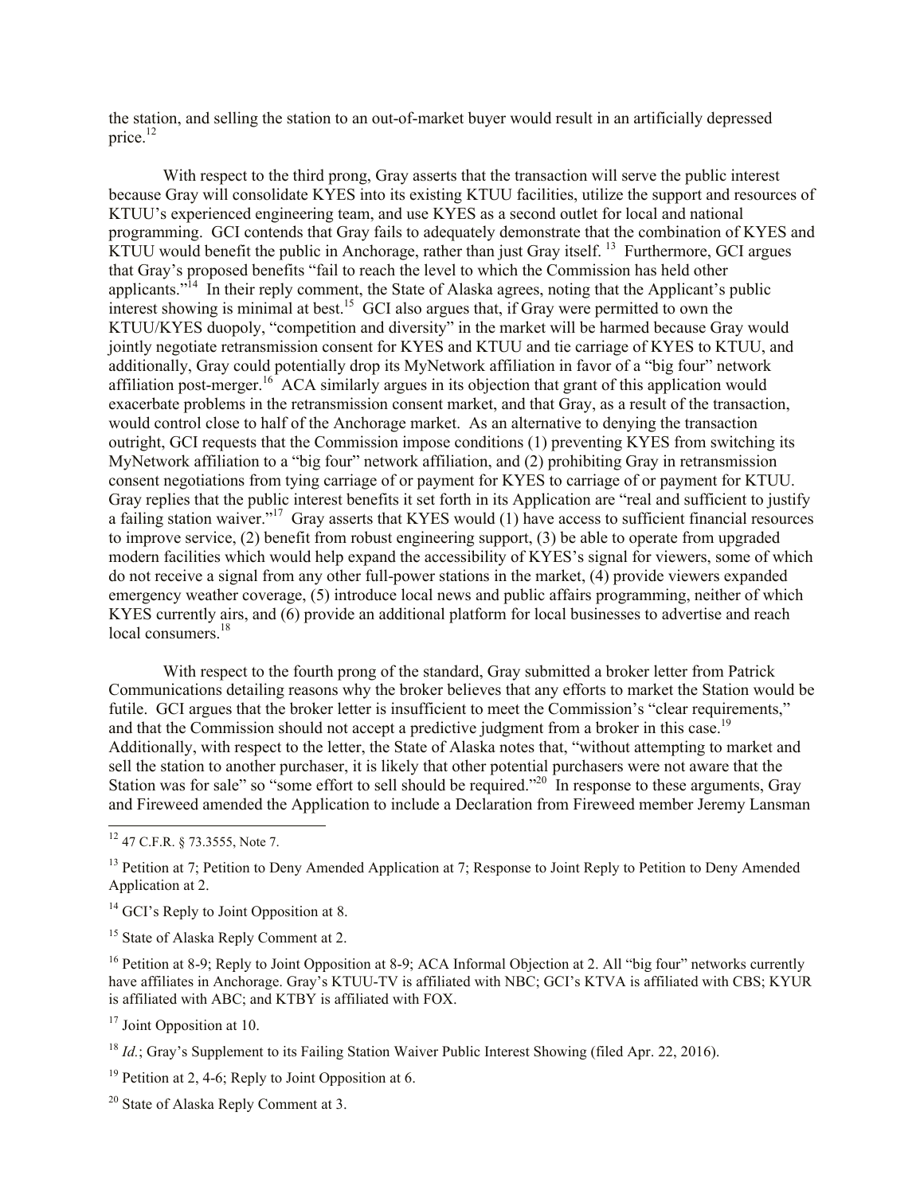the station, and selling the station to an out-of-market buyer would result in an artificially depressed price.[12]

With respect to the third prong, Gray asserts that the transaction will serve the public interest because Gray will consolidate KYES into its existing KTUU facilities, utilize the support and resources of KTUU's experienced engineering team, and use KYES as a second outlet for local and national programming. GCI contends that Gray fails to adequately demonstrate that the combination of KYES and KTUU would benefit the public in Anchorage, rather than just Gray itself.[13] Furthermore, GCI argues that Gray's proposed benefits "fail to reach the level to which the Commission has held other applicants."[14] In their reply comment, the State of Alaska agrees, noting that the Applicant's public interest showing is minimal at best.[15] GCI also argues that, if Gray were permitted to own the KTUU/KYES duopoly, "competition and diversity" in the market will be harmed because Gray would jointly negotiate retransmission consent for KYES and KTUU and tie carriage of KYES to KTUU, and additionally, Gray could potentially drop its MyNetwork affiliation in favor of a "big four" network affiliation post-merger.[16] ACA similarly argues in its objection that grant of this application would exacerbate problems in the retransmission consent market, and that Gray, as a result of the transaction, would control close to half of the Anchorage market. As an alternative to denying the transaction outright, GCI requests that the Commission impose conditions (1) preventing KYES from switching its MyNetwork affiliation to a "big four" network affiliation, and (2) prohibiting Gray in retransmission consent negotiations from tying carriage of or payment for KYES to carriage of or payment for KTUU. Gray replies that the public interest benefits it set forth in its Application are "real and sufficient to justify a failing station waiver."[17] Gray asserts that KYES would (1) have access to sufficient financial resources to improve service, (2) benefit from robust engineering support, (3) be able to operate from upgraded modern facilities which would help expand the accessibility of KYES's signal for viewers, some of which do not receive a signal from any other full-power stations in the market, (4) provide viewers expanded emergency weather coverage, (5) introduce local news and public affairs programming, neither of which KYES currently airs, and (6) provide an additional platform for local businesses to advertise and reach local consumers.[18]

With respect to the fourth prong of the standard, Gray submitted a broker letter from Patrick Communications detailing reasons why the broker believes that any efforts to market the Station would be futile. GCI argues that the broker letter is insufficient to meet the Commission's "clear requirements," and that the Commission should not accept a predictive judgment from a broker in this case.[19] Additionally, with respect to the letter, the State of Alaska notes that, "without attempting to market and sell the station to another purchaser, it is likely that other potential purchasers were not aware that the Station was for sale" so "some effort to sell should be required."[20] In response to these arguments, Gray and Fireweed amended the Application to include a Declaration from Fireweed member Jeremy Lansman

---

[12] 47 C.F.R. § 73.3555, Note 7.

[13] Petition at 7; Petition to Deny Amended Application at 7; Response to Joint Reply to Petition to Deny Amended Application at 2.

[14] GCI's Reply to Joint Opposition at 8.

[15] State of Alaska Reply Comment at 2.

[16] Petition at 8-9; Reply to Joint Opposition at 8-9; ACA Informal Objection at 2. All "big four" networks currently have affiliates in Anchorage. Gray's KTUU-TV is affiliated with NBC; GCI's KTVA is affiliated with CBS; KYUR is affiliated with ABC; and KTBY is affiliated with FOX.

[17] Joint Opposition at 10.

[18] *Id.*; Gray's Supplement to its Failing Station Waiver Public Interest Showing (filed Apr. 22, 2016).

[19] Petition at 2, 4-6; Reply to Joint Opposition at 6.

[20] State of Alaska Reply Comment at 3.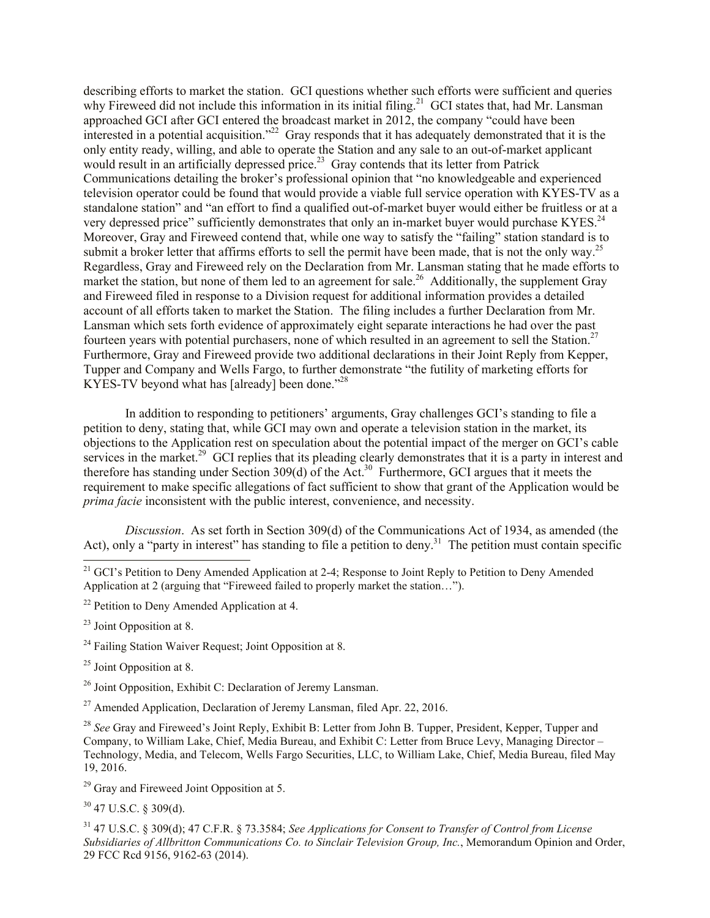describing efforts to market the station. GCI questions whether such efforts were sufficient and queries why Fireweed did not include this information in its initial filing.[21] GCI states that, had Mr. Lansman approached GCI after GCI entered the broadcast market in 2012, the company "could have been interested in a potential acquisition."[22] Gray responds that it has adequately demonstrated that it is the only entity ready, willing, and able to operate the Station and any sale to an out-of-market applicant would result in an artificially depressed price.[23] Gray contends that its letter from Patrick Communications detailing the broker's professional opinion that "no knowledgeable and experienced television operator could be found that would provide a viable full service operation with KYES-TV as a standalone station" and "an effort to find a qualified out-of-market buyer would either be fruitless or at a very depressed price" sufficiently demonstrates that only an in-market buyer would purchase KYES.[24] Moreover, Gray and Fireweed contend that, while one way to satisfy the "failing" station standard is to submit a broker letter that affirms efforts to sell the permit have been made, that is not the only way.[25] Regardless, Gray and Fireweed rely on the Declaration from Mr. Lansman stating that he made efforts to market the station, but none of them led to an agreement for sale.[26] Additionally, the supplement Gray and Fireweed filed in response to a Division request for additional information provides a detailed account of all efforts taken to market the Station. The filing includes a further Declaration from Mr. Lansman which sets forth evidence of approximately eight separate interactions he had over the past fourteen years with potential purchasers, none of which resulted in an agreement to sell the Station.[27] Furthermore, Gray and Fireweed provide two additional declarations in their Joint Reply from Kepper, Tupper and Company and Wells Fargo, to further demonstrate "the futility of marketing efforts for KYES-TV beyond what has [already] been done."[28]

In addition to responding to petitioners' arguments, Gray challenges GCI's standing to file a petition to deny, stating that, while GCI may own and operate a television station in the market, its objections to the Application rest on speculation about the potential impact of the merger on GCI's cable services in the market.[29] GCI replies that its pleading clearly demonstrates that it is a party in interest and therefore has standing under Section 309(d) of the Act.[30] Furthermore, GCI argues that it meets the requirement to make specific allegations of fact sufficient to show that grant of the Application would be *prima facie* inconsistent with the public interest, convenience, and necessity.

*Discussion*. As set forth in Section 309(d) of the Communications Act of 1934, as amended (the Act), only a "party in interest" has standing to file a petition to deny.[31] The petition must contain specific

---

[21] GCI's Petition to Deny Amended Application at 2-4; Response to Joint Reply to Petition to Deny Amended Application at 2 (arguing that "Fireweed failed to properly market the station…").

[22] Petition to Deny Amended Application at 4.

[23] Joint Opposition at 8.

[24] Failing Station Waiver Request; Joint Opposition at 8.

[25] Joint Opposition at 8.

[26] Joint Opposition, Exhibit C: Declaration of Jeremy Lansman.

[27] Amended Application, Declaration of Jeremy Lansman, filed Apr. 22, 2016.

[28] *See* Gray and Fireweed's Joint Reply, Exhibit B: Letter from John B. Tupper, President, Kepper, Tupper and Company, to William Lake, Chief, Media Bureau, and Exhibit C: Letter from Bruce Levy, Managing Director – Technology, Media, and Telecom, Wells Fargo Securities, LLC, to William Lake, Chief, Media Bureau, filed May 19, 2016.

[29] Gray and Fireweed Joint Opposition at 5.

[30] 47 U.S.C. § 309(d).

[31] 47 U.S.C. § 309(d); 47 C.F.R. § 73.3584; *See Applications for Consent to Transfer of Control from License Subsidiaries of Allbritton Communications Co. to Sinclair Television Group, Inc.*, Memorandum Opinion and Order, 29 FCC Rcd 9156, 9162-63 (2014).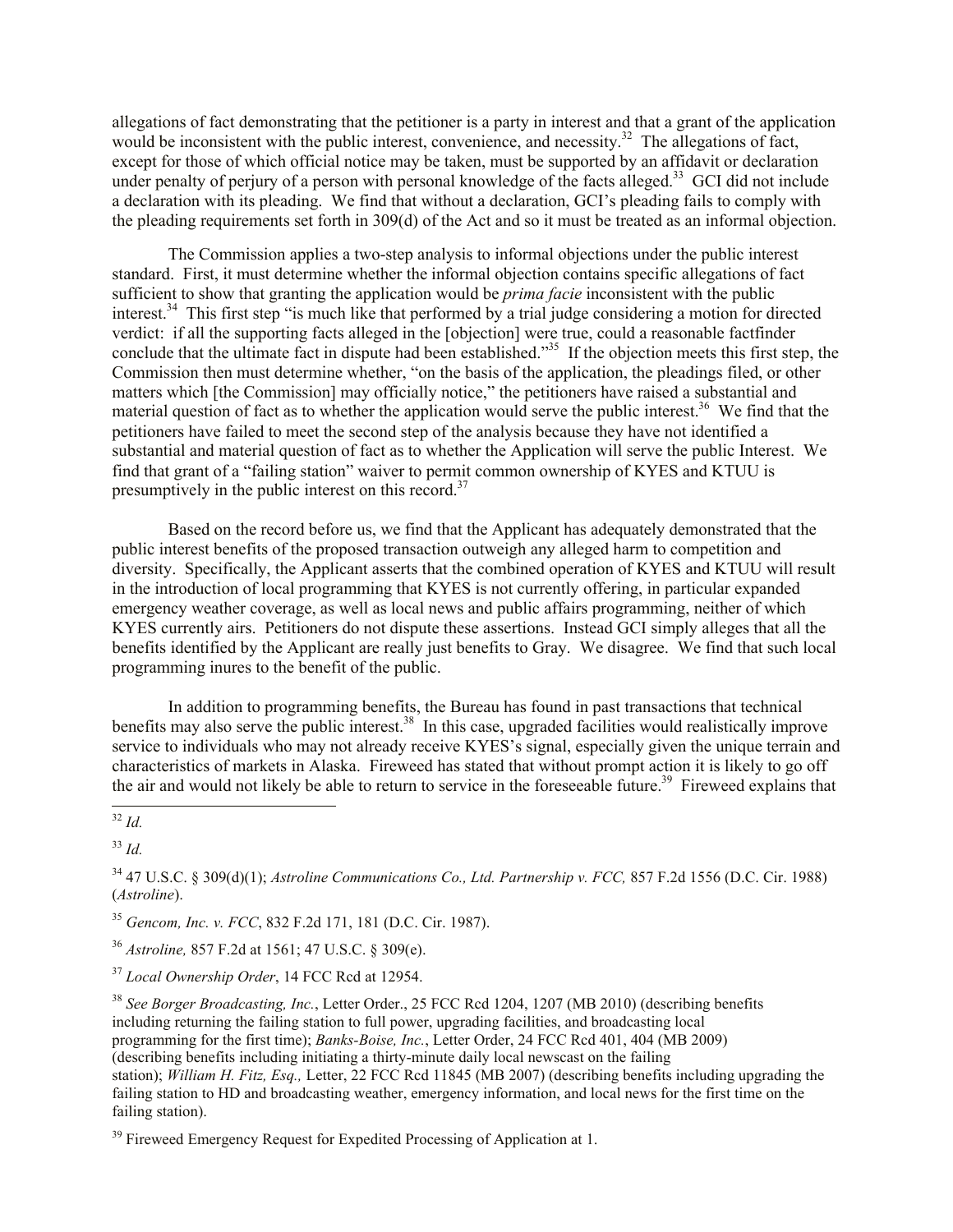allegations of fact demonstrating that the petitioner is a party in interest and that a grant of the application would be inconsistent with the public interest, convenience, and necessity.[32] The allegations of fact, except for those of which official notice may be taken, must be supported by an affidavit or declaration under penalty of perjury of a person with personal knowledge of the facts alleged.[33] GCI did not include a declaration with its pleading. We find that without a declaration, GCI's pleading fails to comply with the pleading requirements set forth in 309(d) of the Act and so it must be treated as an informal objection.

The Commission applies a two-step analysis to informal objections under the public interest standard. First, it must determine whether the informal objection contains specific allegations of fact sufficient to show that granting the application would be *prima facie* inconsistent with the public interest.[34] This first step "is much like that performed by a trial judge considering a motion for directed verdict: if all the supporting facts alleged in the [objection] were true, could a reasonable factfinder conclude that the ultimate fact in dispute had been established."[35] If the objection meets this first step, the Commission then must determine whether, "on the basis of the application, the pleadings filed, or other matters which [the Commission] may officially notice," the petitioners have raised a substantial and material question of fact as to whether the application would serve the public interest.[36] We find that the petitioners have failed to meet the second step of the analysis because they have not identified a substantial and material question of fact as to whether the Application will serve the public Interest. We find that grant of a "failing station" waiver to permit common ownership of KYES and KTUU is presumptively in the public interest on this record.[37]

Based on the record before us, we find that the Applicant has adequately demonstrated that the public interest benefits of the proposed transaction outweigh any alleged harm to competition and diversity. Specifically, the Applicant asserts that the combined operation of KYES and KTUU will result in the introduction of local programming that KYES is not currently offering, in particular expanded emergency weather coverage, as well as local news and public affairs programming, neither of which KYES currently airs. Petitioners do not dispute these assertions. Instead GCI simply alleges that all the benefits identified by the Applicant are really just benefits to Gray. We disagree. We find that such local programming inures to the benefit of the public.

In addition to programming benefits, the Bureau has found in past transactions that technical benefits may also serve the public interest.[38] In this case, upgraded facilities would realistically improve service to individuals who may not already receive KYES's signal, especially given the unique terrain and characteristics of markets in Alaska. Fireweed has stated that without prompt action it is likely to go off the air and would not likely be able to return to service in the foreseeable future.[39] Fireweed explains that

---

[32] *Id.*

[33] *Id.*

[34] 47 U.S.C. § 309(d)(1); *Astroline Communications Co., Ltd. Partnership v. FCC,* 857 F.2d 1556 (D.C. Cir. 1988) (*Astroline*).

[35] *Gencom, Inc. v. FCC*, 832 F.2d 171, 181 (D.C. Cir. 1987).

[36] *Astroline,* 857 F.2d at 1561; 47 U.S.C. § 309(e).

[37] *Local Ownership Order*, 14 FCC Rcd at 12954.

[38] *See Borger Broadcasting, Inc.*, Letter Order., 25 FCC Rcd 1204, 1207 (MB 2010) (describing benefits including returning the failing station to full power, upgrading facilities, and broadcasting local programming for the first time); *Banks-Boise, Inc.*, Letter Order, 24 FCC Rcd 401, 404 (MB 2009) (describing benefits including initiating a thirty-minute daily local newscast on the failing station); *William H. Fitz, Esq.,* Letter, 22 FCC Rcd 11845 (MB 2007) (describing benefits including upgrading the failing station to HD and broadcasting weather, emergency information, and local news for the first time on the failing station).

[39] Fireweed Emergency Request for Expedited Processing of Application at 1.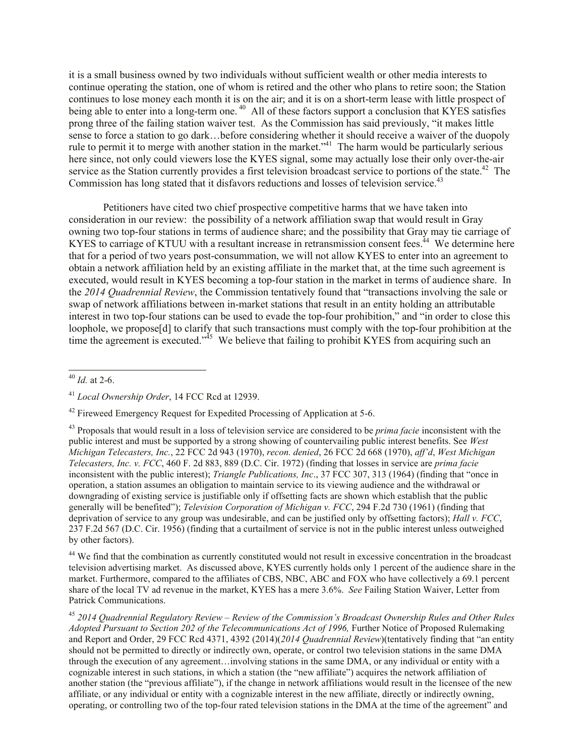it is a small business owned by two individuals without sufficient wealth or other media interests to continue operating the station, one of whom is retired and the other who plans to retire soon; the Station continues to lose money each month it is on the air; and it is on a short-term lease with little prospect of being able to enter into a long-term one.[40] All of these factors support a conclusion that KYES satisfies prong three of the failing station waiver test. As the Commission has said previously, "it makes little sense to force a station to go dark…before considering whether it should receive a waiver of the duopoly rule to permit it to merge with another station in the market."[41] The harm would be particularly serious here since, not only could viewers lose the KYES signal, some may actually lose their only over-the-air service as the Station currently provides a first television broadcast service to portions of the state.[42] The Commission has long stated that it disfavors reductions and losses of television service.[43]

Petitioners have cited two chief prospective competitive harms that we have taken into consideration in our review: the possibility of a network affiliation swap that would result in Gray owning two top-four stations in terms of audience share; and the possibility that Gray may tie carriage of KYES to carriage of KTUU with a resultant increase in retransmission consent fees.[44] We determine here that for a period of two years post-consummation, we will not allow KYES to enter into an agreement to obtain a network affiliation held by an existing affiliate in the market that, at the time such agreement is executed, would result in KYES becoming a top-four station in the market in terms of audience share. In the *2014 Quadrennial Review*, the Commission tentatively found that "transactions involving the sale or swap of network affiliations between in-market stations that result in an entity holding an attributable interest in two top-four stations can be used to evade the top-four prohibition," and "in order to close this loophole, we propose[d] to clarify that such transactions must comply with the top-four prohibition at the time the agreement is executed."[45] We believe that failing to prohibit KYES from acquiring such an

---

[40] *Id.* at 2-6.

[41] *Local Ownership Order*, 14 FCC Rcd at 12939.

[42] Fireweed Emergency Request for Expedited Processing of Application at 5-6.

[43] Proposals that would result in a loss of television service are considered to be *prima facie* inconsistent with the public interest and must be supported by a strong showing of countervailing public interest benefits. See *West Michigan Telecasters, Inc.*, 22 FCC 2d 943 (1970), *recon. denied*, 26 FCC 2d 668 (1970), *aff'd*, *West Michigan Telecasters, Inc. v. FCC*, 460 F. 2d 883, 889 (D.C. Cir. 1972) (finding that losses in service are *prima facie* inconsistent with the public interest); *Triangle Publications, Inc*., 37 FCC 307, 313 (1964) (finding that "once in operation, a station assumes an obligation to maintain service to its viewing audience and the withdrawal or downgrading of existing service is justifiable only if offsetting facts are shown which establish that the public generally will be benefited"); *Television Corporation of Michigan v. FCC*, 294 F.2d 730 (1961) (finding that deprivation of service to any group was undesirable, and can be justified only by offsetting factors); *Hall v. FCC*, 237 F.2d 567 (D.C. Cir. 1956) (finding that a curtailment of service is not in the public interest unless outweighed by other factors).

[44] We find that the combination as currently constituted would not result in excessive concentration in the broadcast television advertising market. As discussed above, KYES currently holds only 1 percent of the audience share in the market. Furthermore, compared to the affiliates of CBS, NBC, ABC and FOX who have collectively a 69.1 percent share of the local TV ad revenue in the market, KYES has a mere 3.6%. *See* Failing Station Waiver, Letter from Patrick Communications.

[45] *2014 Quadrennial Regulatory Review – Review of the Commission's Broadcast Ownership Rules and Other Rules Adopted Pursuant to Section 202 of the Telecommunications Act of 1996,* Further Notice of Proposed Rulemaking and Report and Order, 29 FCC Rcd 4371, 4392 (2014)(*2014 Quadrennial Review*)(tentatively finding that "an entity should not be permitted to directly or indirectly own, operate, or control two television stations in the same DMA through the execution of any agreement…involving stations in the same DMA, or any individual or entity with a cognizable interest in such stations, in which a station (the "new affiliate") acquires the network affiliation of another station (the "previous affiliate"), if the change in network affiliations would result in the licensee of the new affiliate, or any individual or entity with a cognizable interest in the new affiliate, directly or indirectly owning, operating, or controlling two of the top-four rated television stations in the DMA at the time of the agreement" and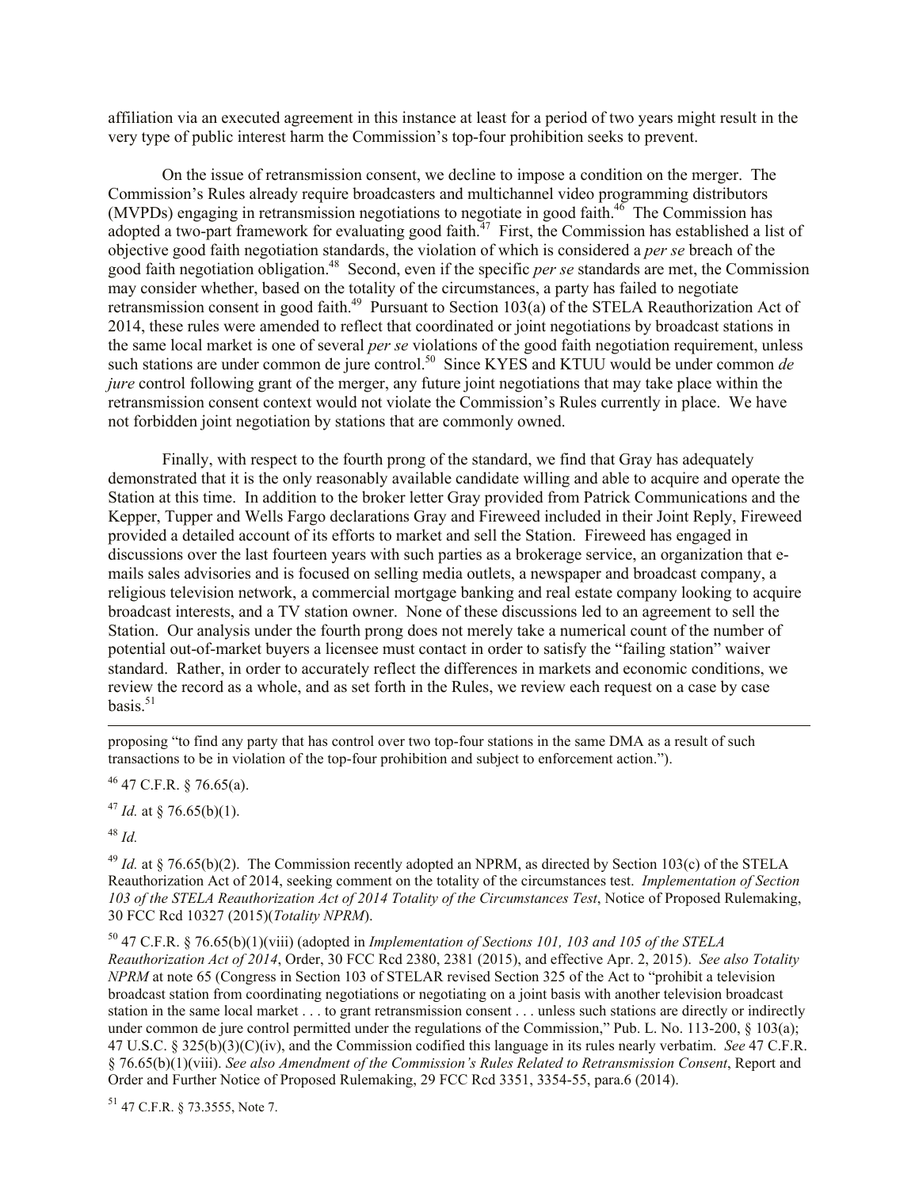affiliation via an executed agreement in this instance at least for a period of two years might result in the very type of public interest harm the Commission's top-four prohibition seeks to prevent.

On the issue of retransmission consent, we decline to impose a condition on the merger. The Commission's Rules already require broadcasters and multichannel video programming distributors (MVPDs) engaging in retransmission negotiations to negotiate in good faith.[46] The Commission has adopted a two-part framework for evaluating good faith.[47] First, the Commission has established a list of objective good faith negotiation standards, the violation of which is considered a *per se* breach of the good faith negotiation obligation.[48] Second, even if the specific *per se* standards are met, the Commission may consider whether, based on the totality of the circumstances, a party has failed to negotiate retransmission consent in good faith.[49] Pursuant to Section 103(a) of the STELA Reauthorization Act of 2014, these rules were amended to reflect that coordinated or joint negotiations by broadcast stations in the same local market is one of several *per se* violations of the good faith negotiation requirement, unless such stations are under common de jure control.[50] Since KYES and KTUU would be under common *de jure* control following grant of the merger, any future joint negotiations that may take place within the retransmission consent context would not violate the Commission's Rules currently in place. We have not forbidden joint negotiation by stations that are commonly owned.

Finally, with respect to the fourth prong of the standard, we find that Gray has adequately demonstrated that it is the only reasonably available candidate willing and able to acquire and operate the Station at this time. In addition to the broker letter Gray provided from Patrick Communications and the Kepper, Tupper and Wells Fargo declarations Gray and Fireweed included in their Joint Reply, Fireweed provided a detailed account of its efforts to market and sell the Station. Fireweed has engaged in discussions over the last fourteen years with such parties as a brokerage service, an organization that e-mails sales advisories and is focused on selling media outlets, a newspaper and broadcast company, a religious television network, a commercial mortgage banking and real estate company looking to acquire broadcast interests, and a TV station owner. None of these discussions led to an agreement to sell the Station. Our analysis under the fourth prong does not merely take a numerical count of the number of potential out-of-market buyers a licensee must contact in order to satisfy the "failing station" waiver standard. Rather, in order to accurately reflect the differences in markets and economic conditions, we review the record as a whole, and as set forth in the Rules, we review each request on a case by case basis.[51]

---

proposing "to find any party that has control over two top-four stations in the same DMA as a result of such transactions to be in violation of the top-four prohibition and subject to enforcement action.").

[46] 47 C.F.R. § 76.65(a).

[47] *Id.* at § 76.65(b)(1).

[48] *Id.*

[49] *Id.* at § 76.65(b)(2). The Commission recently adopted an NPRM, as directed by Section 103(c) of the STELA Reauthorization Act of 2014, seeking comment on the totality of the circumstances test. *Implementation of Section 103 of the STELA Reauthorization Act of 2014 Totality of the Circumstances Test*, Notice of Proposed Rulemaking, 30 FCC Rcd 10327 (2015)(*Totality NPRM*).

[50] 47 C.F.R. § 76.65(b)(1)(viii) (adopted in *Implementation of Sections 101, 103 and 105 of the STELA Reauthorization Act of 2014*, Order, 30 FCC Rcd 2380, 2381 (2015), and effective Apr. 2, 2015). *See also Totality NPRM* at note 65 (Congress in Section 103 of STELAR revised Section 325 of the Act to "prohibit a television broadcast station from coordinating negotiations or negotiating on a joint basis with another television broadcast station in the same local market . . . to grant retransmission consent . . . unless such stations are directly or indirectly under common de jure control permitted under the regulations of the Commission," Pub. L. No. 113-200, § 103(a); 47 U.S.C. § 325(b)(3)(C)(iv), and the Commission codified this language in its rules nearly verbatim. *See* 47 C.F.R. § 76.65(b)(1)(viii). *See also Amendment of the Commission's Rules Related to Retransmission Consent*, Report and Order and Further Notice of Proposed Rulemaking, 29 FCC Rcd 3351, 3354-55, para.6 (2014).

[51] 47 C.F.R. § 73.3555, Note 7.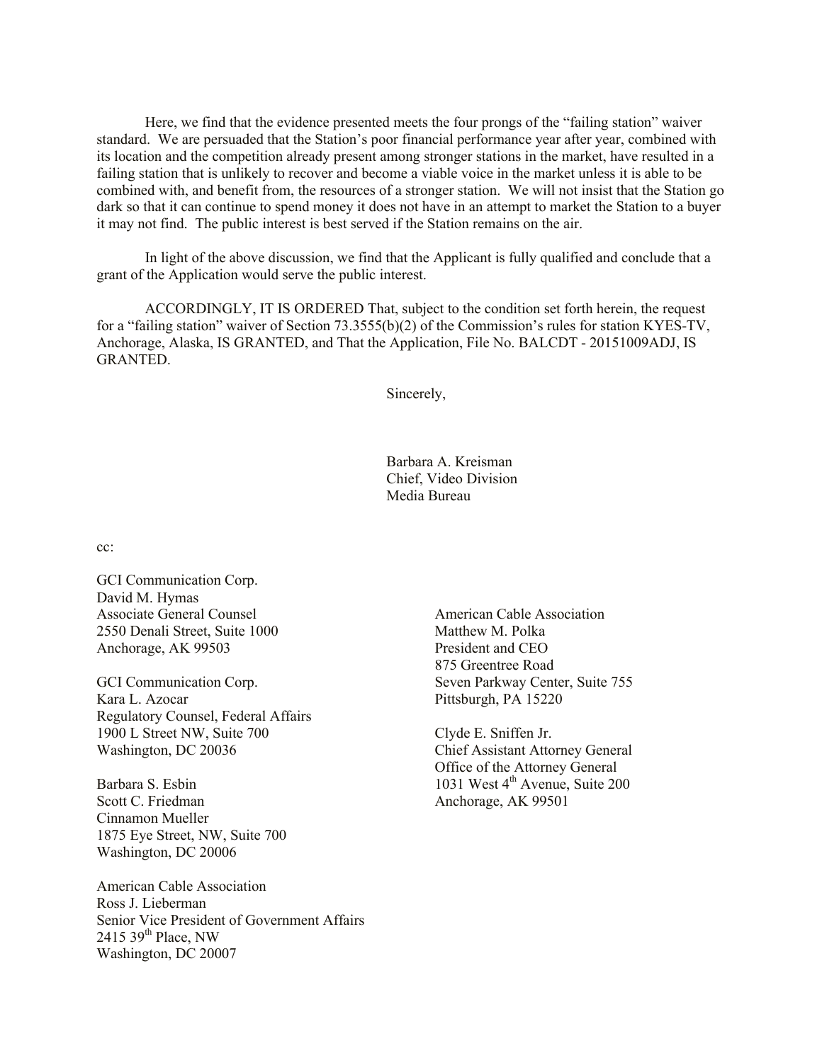Here, we find that the evidence presented meets the four prongs of the "failing station" waiver standard. We are persuaded that the Station's poor financial performance year after year, combined with its location and the competition already present among stronger stations in the market, have resulted in a failing station that is unlikely to recover and become a viable voice in the market unless it is able to be combined with, and benefit from, the resources of a stronger station. We will not insist that the Station go dark so that it can continue to spend money it does not have in an attempt to market the Station to a buyer it may not find. The public interest is best served if the Station remains on the air.

In light of the above discussion, we find that the Applicant is fully qualified and conclude that a grant of the Application would serve the public interest.

ACCORDINGLY, IT IS ORDERED That, subject to the condition set forth herein, the request for a "failing station" waiver of Section 73.3555(b)(2) of the Commission's rules for station KYES-TV, Anchorage, Alaska, IS GRANTED, and That the Application, File No. BALCDT - 20151009ADJ, IS GRANTED.

Sincerely,

Barbara A. Kreisman
Chief, Video Division
Media Bureau

cc:

GCI Communication Corp.
David M. Hymas
Associate General Counsel
2550 Denali Street, Suite 1000
Anchorage, AK 99503

GCI Communication Corp.
Kara L. Azocar
Regulatory Counsel, Federal Affairs
1900 L Street NW, Suite 700
Washington, DC 20036

Barbara S. Esbin
Scott C. Friedman
Cinnamon Mueller
1875 Eye Street, NW, Suite 700
Washington, DC 20006

American Cable Association
Ross J. Lieberman
Senior Vice President of Government Affairs
2415 39th Place, NW
Washington, DC 20007

American Cable Association
Matthew M. Polka
President and CEO
875 Greentree Road
Seven Parkway Center, Suite 755
Pittsburgh, PA 15220

Clyde E. Sniffen Jr.
Chief Assistant Attorney General
Office of the Attorney General
1031 West 4th Avenue, Suite 200
Anchorage, AK 99501